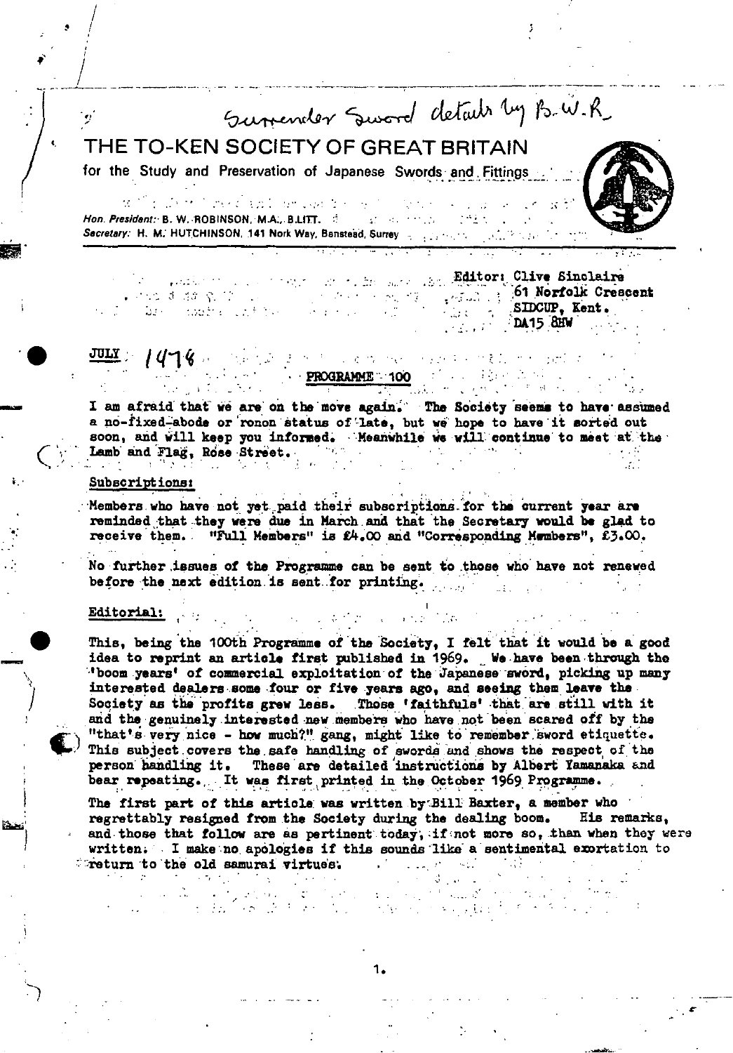Surrender Sword details by B.W.R.

# THE TO-KEN SOCIETY OF GREAT BRITAIN

for the Study and Preservation of Japanese Swords and Fittings

Hon. President: B. W. ROBINSON, M.A., B.LITT.
Secretary: H. M. HUTCHINSON, 141 Nork Way, Banstead, Surrey

Editor: Clive Sinclaire
61 Norfolk Crescent
SIDCUP, Kent.
DA15 8HW

JULY 1978

## PROGRAMME 100

I am afraid that we are on the move again. The Society seems to have assumed a no-fixed-abode or ronon status of late, but we hope to have it sorted out soon, and will keep you informed. Meanwhile we will continue to meet at the Lamb and Flag, Rose Street.

### Subscriptions:

Members who have not yet paid their subscriptions for the current year are reminded that they were due in March and that the Secretary would be glad to receive them. "Full Members" is £4.00 and "Corresponding Members", £3.00.

No further issues of the Programme can be sent to those who have not renewed before the next edition is sent for printing.

### Editorial:

This, being the 100th Programme of the Society, I felt that it would be a good idea to reprint an article first published in 1969. We have been through the 'boom years' of commercial exploitation of the Japanese sword, picking up many interested dealers some four or five years ago, and seeing them leave the Society as the profits grew less. Those 'faithfuls' that are still with it and the genuinely interested new members who have not been scared off by the "that's very nice - how much?" gang, might like to remember sword etiquette. This subject covers the safe handling of swords and shows the respect of the person handling it. These are detailed instructions by Albert Yamanaka and bear repeating. It was first printed in the October 1969 Programme.

The first part of this article was written by Bill Baxter, a member who regrettably resigned from the Society during the dealing boom. His remarks, and those that follow are as pertinent today, if not more so, than when they were written. I make no apologies if this sounds like a sentimental exortation to return to the old samurai virtues.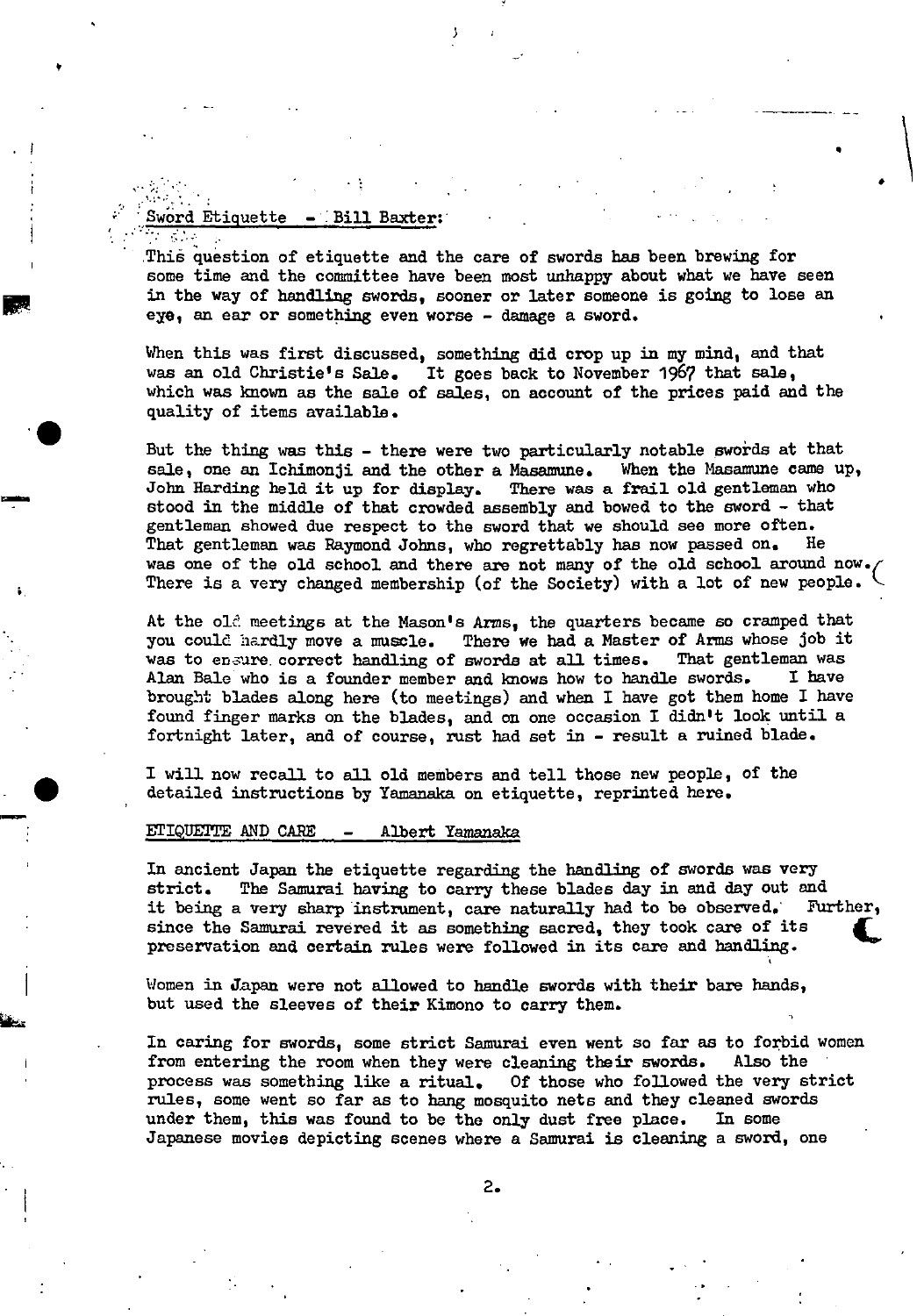Sword Etiquette - Bill Baxter:

This question of etiquette and the care of swords has been brewing for some time and the committee have been most unhappy about what we have seen in the way of handling swords, sooner or later someone is going to lose an eye, an ear or something even worse - damage a sword.

When this was first discussed, something did crop up in my mind, and that was an old Christie's Sale. It goes back to November 1967 that sale, which was known as the sale of sales, on account of the prices paid and the quality of items available.

But the thing was this - there were two particularly notable swords at that sale, one an Ichimonji and the other a Masamune. When the Masamune came up, John Harding held it up for display. There was a frail old gentleman who stood in the middle of that crowded assembly and bowed to the sword - that gentleman showed due respect to the sword that we should see more often. That gentleman was Raymond Johns, who regrettably has now passed on. He was one of the old school and there are not many of the old school around now. There is a very changed membership (of the Society) with a lot of new people.

At the old meetings at the Mason's Arms, the quarters became so cramped that you could hardly move a muscle. There we had a Master of Arms whose job it was to ensure correct handling of swords at all times. That gentleman was Alan Bale who is a founder member and knows how to handle swords. I have brought blades along here (to meetings) and when I have got them home I have found finger marks on the blades, and on one occasion I didn't look until a fortnight later, and of course, rust had set in - result a ruined blade.

I will now recall to all old members and tell those new people, of the detailed instructions by Yamanaka on etiquette, reprinted here.

ETIQUETTE AND CARE - Albert Yamanaka

In ancient Japan the etiquette regarding the handling of swords was very strict. The Samurai having to carry these blades day in and day out and it being a very sharp instrument, care naturally had to be observed. Further, since the Samurai revered it as something sacred, they took care of its preservation and certain rules were followed in its care and handling.

Women in Japan were not allowed to handle swords with their bare hands, but used the sleeves of their Kimono to carry them.

In caring for swords, some strict Samurai even went so far as to forbid women from entering the room when they were cleaning their swords. Also the process was something like a ritual. Of those who followed the very strict rules, some went so far as to hang mosquito nets and they cleaned swords under them, this was found to be the only dust free place. In some Japanese movies depicting scenes where a Samurai is cleaning a sword, one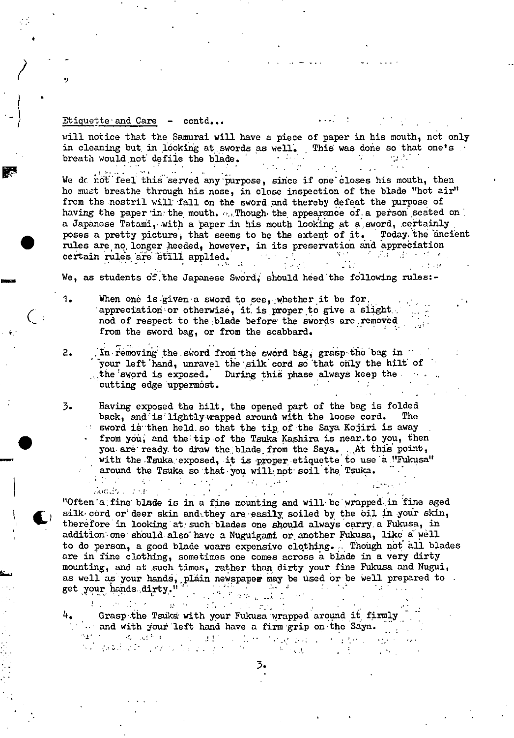Etiquette and Care - contd...

will notice that the Samurai will have a piece of paper in his mouth, not only in cleaning but in looking at swords as well. This was done so that one's breath would not defile the blade.

We do not feel this served any purpose, since if one closes his mouth, then he must breathe through his nose, in close inspection of the blade "hot air" from the nostril will fall on the sword and thereby defeat the purpose of having the paper in the mouth. Though the appearance of a person seated on a Japanese Tatami, with a paper in his mouth looking at a sword, certainly poses a pretty picture, that seems to be the extent of it. Today the ancient rules are no longer heeded, however, in its preservation and appreciation certain rules are still applied.

We, as students of the Japanese Sword, should heed the following rules:-

1. When one is given a sword to see, whether it be for appreciation or otherwise, it is proper to give a slight nod of respect to the blade before the swords are removed from the sword bag, or from the scabbard.

2. In removing the sword from the sword bag, grasp the bag in your left hand, unravel the silk cord so that only the hilt of the sword is exposed. During this phase always keep the cutting edge uppermost.

3. Having exposed the hilt, the opened part of the bag is folded back, and is lightly wrapped around with the loose cord. The sword is then held so that the tip of the Saya Kojiri is away from you, and the tip of the Tsuka Kashira is near to you, then you are ready to draw the blade from the Saya. At this point, with the Tsuka exposed, it is proper etiquette to use a "Fukusa" around the Tsuka so that you will not soil the Tsuka.

"Often a fine blade is in a fine mounting and will be wrapped in fine aged silk cord or deer skin and they are easily soiled by the oil in your skin, therefore in looking at such blades one should always carry a Fukusa, in addition one should also have a Nuguigami or another Fukusa, like a well to do person, a good blade wears expensive clothing. Though not all blades are in fine clothing, sometimes one comes across a blade in a very dirty mounting, and at such times, rather than dirty your fine Fukusa and Nugui, as well as your hands, plain newspaper may be used or be well prepared to get your hands dirty."

4. Grasp the Tsuka with your Fukusa wrapped around it firmly and with your left hand have a firm grip on the Saya.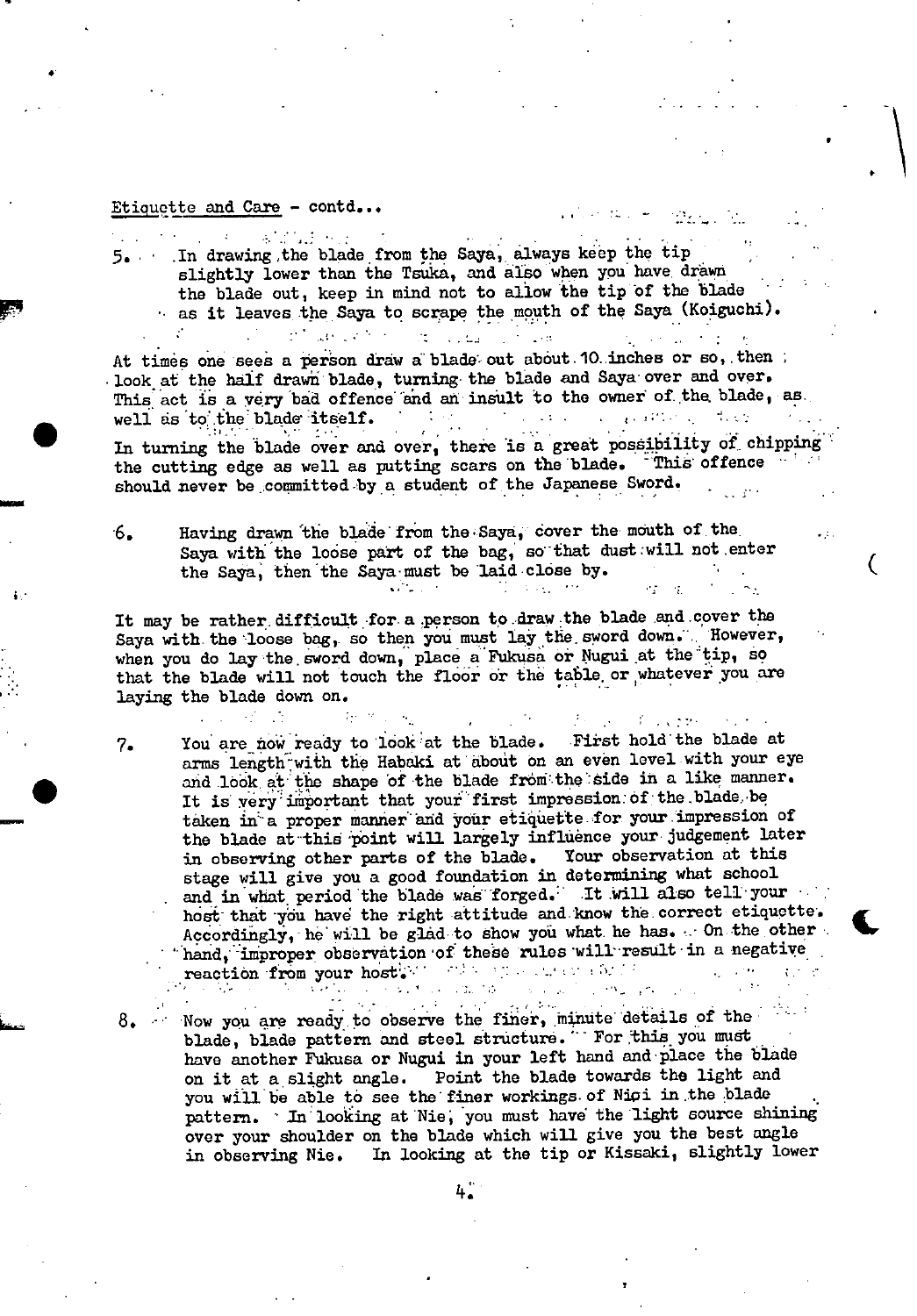Etiquette and Care - contd...

5. In drawing the blade from the Saya, always keep the tip slightly lower than the Tsuka, and also when you have drawn the blade out, keep in mind not to allow the tip of the blade as it leaves the Saya to scrape the mouth of the Saya (Koiguchi).

At times one sees a person draw a blade out about 10 inches or so, then look at the half drawn blade, turning the blade and Saya over and over. This act is a very bad offence and an insult to the owner of the blade, as well as to the blade itself.

In turning the blade over and over, there is a great possibility of chipping the cutting edge as well as putting scars on the blade. This offence should never be committed by a student of the Japanese Sword.

6. Having drawn the blade from the Saya, cover the mouth of the Saya with the loose part of the bag, so that dust will not enter the Saya, then the Saya must be laid close by.

It may be rather difficult for a person to draw the blade and cover the Saya with the loose bag, so then you must lay the sword down. However, when you do lay the sword down, place a Fukusa or Nugui at the tip, so that the blade will not touch the floor or the table or whatever you are laying the blade down on.

7. You are now ready to look at the blade. First hold the blade at arms length with the Habaki at about on an even level with your eye and look at the shape of the blade from the side in a like manner. It is very important that your first impression of the blade be taken in a proper manner and your etiquette for your impression of the blade at this point will largely influence your judgement later in observing other parts of the blade. Your observation at this stage will give you a good foundation in determining what school and in what period the blade was forged. It will also tell your host that you have the right attitude and know the correct etiquette. Accordingly, he will be glad to show you what he has. On the other hand, improper observation of these rules will result in a negative reaction from your host.

8. Now you are ready to observe the finer, minute details of the blade, blade pattern and steel structure. For this you must have another Fukusa or Nugui in your left hand and place the blade on it at a slight angle. Point the blade towards the light and you will be able to see the finer workings of Nioi in the blade pattern. In looking at Nie, you must have the light source shining over your shoulder on the blade which will give you the best angle in observing Nie. In looking at the tip or Kissaki, slightly lower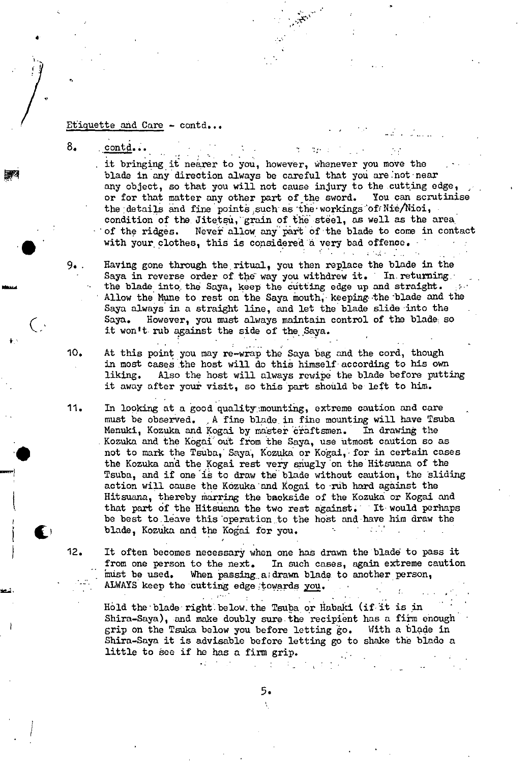Etiquette and Care - contd...

8. contd...

it bringing it nearer to you, however, whenever you move the blade in any direction always be careful that you are not near any object, so that you will not cause injury to the cutting edge, or for that matter any other part of the sword. You can scrutinise the details and fine points such as the workings of Nie/Nioi, condition of the Jitetsu, grain of the steel, as well as the area of the ridges. Never allow any part of the blade to come in contact with your clothes, this is considered a very bad offence.

9. Having gone through the ritual, you then replace the blade in the Saya in reverse order of the way you withdrew it. In returning the blade into the Saya, keep the cutting edge up and straight. Allow the Mune to rest on the Saya mouth, keeping the blade and the Saya always in a straight line, and let the blade slide into the Saya. However, you must always maintain control of the blade so it won't rub against the side of the Saya.

10. At this point you may re-wrap the Saya bag and the cord, though in most cases the host will do this himself according to his own liking. Also the host will always rewipe the blade before putting it away after your visit, so this part should be left to him.

11. In looking at a good quality mounting, extreme caution and care must be observed. A fine blade in fine mounting will have Tsuba Menuki, Kozuka and Kogai by master craftsmen. In drawing the Kozuka and the Kogai out from the Saya, use utmost caution so as not to mark the Tsuba, Saya, Kozuka or Kogai, for in certain cases the Kozuka and the Kogai rest very snugly on the Hitsuana of the Tsuba, and if one is to draw the blade without caution, the sliding action will cause the Kozuka and Kogai to rub hard against the Hitsuana, thereby marring the backside of the Kozuka or Kogai and that part of the Hitsuana the two rest against. It would perhaps be best to leave this operation to the host and have him draw the blade, Kozuka and the Kogai for you.

12. It often becomes necessary when one has drawn the blade to pass it from one person to the next. In such cases, again extreme caution must be used. When passing a drawn blade to another person, ALWAYS keep the cutting edge towards you.

Hold the blade right below the Tsuba or Habaki (if it is in Shira-Saya), and make doubly sure the recipient has a firm enough grip on the Tsuka below you before letting go. With a blade in Shira-Saya it is advisable before letting go to shake the blade a little to see if he has a firm grip.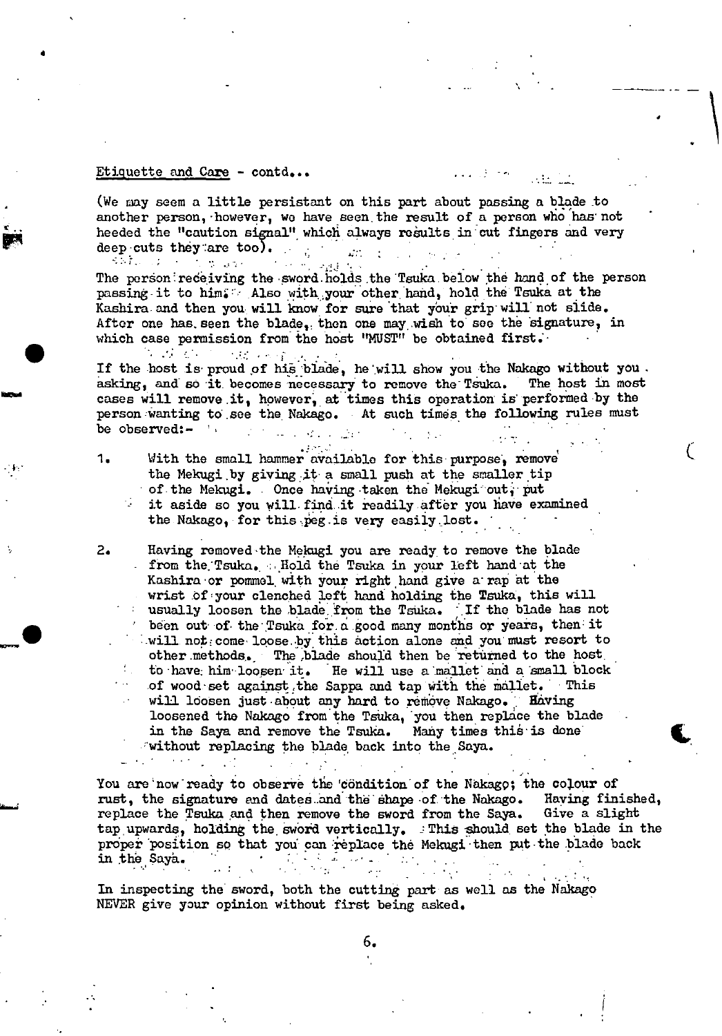Etiquette and Care - contd...

(We may seem a little persistant on this part about passing a blade to another person, however, we have seen the result of a person who has not heeded the "caution signal" which always results in cut fingers and very deep cuts they are too).

The person receiving the sword holds the Tsuka below the hand of the person passing it to him. Also with your other hand, hold the Tsuka at the Kashira and then you will know for sure that your grip will not slide. After one has seen the blade, then one may wish to see the signature, in which case permission from the host "MUST" be obtained first.

If the host is proud of his blade, he will show you the Nakago without you asking, and so it becomes necessary to remove the Tsuka. The host in most cases will remove it, however, at times this operation is performed by the person wanting to see the Nakago. At such times the following rules must be observed:-

1. With the small hammer available for this purpose, remove the Mekugi by giving it a small push at the smaller tip of the Mekugi. Once having taken the Mekugi out, put it aside so you will find it readily after you have examined the Nakago, for this peg is very easily lost.

2. Having removed the Mekugi you are ready to remove the blade from the Tsuka. Hold the Tsuka in your left hand at the Kashira or pommel with your right hand give a rap at the wrist of your clenched left hand holding the Tsuka, this will usually loosen the blade from the Tsuka. If the blade has not been out of the Tsuka for a good many months or years, then it will not come loose by this action alone and you must resort to other methods. The blade should then be returned to the host to have him loosen it. He will use a mallet and a small block of wood set against the Sappa and tap with the mallet. This will loosen just about any hard to remove Nakago. Having loosened the Nakago from the Tsuka, you then replace the blade in the Saya and remove the Tsuka. Many times this is done without replacing the blade back into the Saya.

You are now ready to observe the condition of the Nakago; the colour of rust, the signature and dates and the shape of the Nakago. Having finished, replace the Tsuka and then remove the sword from the Saya. Give a slight tap upwards, holding the sword vertically. This should set the blade in the proper position so that you can replace the Mekugi then put the blade back in the Saya.

In inspecting the sword, both the cutting part as well as the Nakago NEVER give your opinion without first being asked.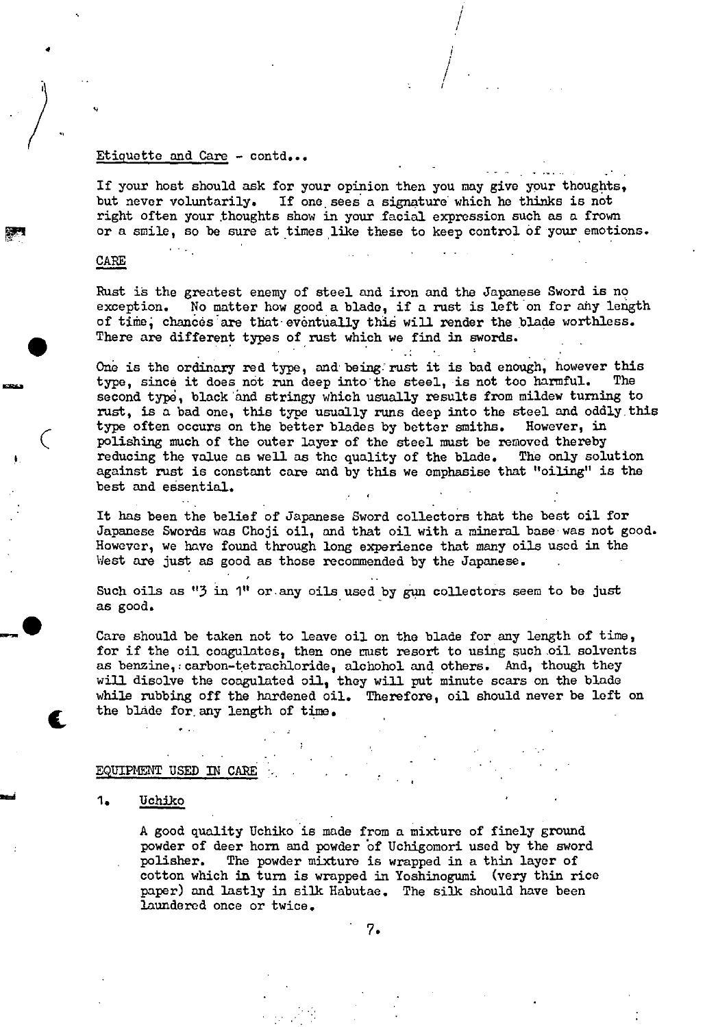Etiquette and Care - contd...

If your host should ask for your opinion then you may give your thoughts, but never voluntarily. If one sees a signature which he thinks is not right often your thoughts show in your facial expression such as a frown or a smile, so be sure at times like these to keep control of your emotions.

## CARE

Rust is the greatest enemy of steel and iron and the Japanese Sword is no exception. No matter how good a blade, if a rust is left on for any length of time, chances are that eventually this will render the blade worthless. There are different types of rust which we find in swords.

One is the ordinary red type, and being rust it is bad enough, however this type, since it does not run deep into the steel, is not too harmful. The second type, black and stringy which usually results from mildew turning to rust, is a bad one, this type usually runs deep into the steel and oddly this type often occurs on the better blades by better smiths. However, in polishing much of the outer layer of the steel must be removed thereby reducing the value as well as the quality of the blade. The only solution against rust is constant care and by this we emphasise that "oiling" is the best and essential.

It has been the belief of Japanese Sword collectors that the best oil for Japanese Swords was Choji oil, and that oil with a mineral base was not good. However, we have found through long experience that many oils used in the West are just as good as those recommended by the Japanese.

Such oils as "3 in 1" or any oils used by gun collectors seem to be just as good.

Care should be taken not to leave oil on the blade for any length of time, for if the oil coagulates, then one must resort to using such oil solvents as benzine, carbon-tetrachloride, alchohol and others. And, though they will disolve the coagulated oil, they will put minute scars on the blade while rubbing off the hardened oil. Therefore, oil should never be left on the blade for any length of time.

## EQUIPMENT USED IN CARE

1. Uchiko

   A good quality Uchiko is made from a mixture of finely ground powder of deer horn and powder of Uchigomori used by the sword polisher. The powder mixture is wrapped in a thin layer of cotton which in turn is wrapped in Yoshinogumi (very thin rice paper) and lastly in silk Habutae. The silk should have been laundered once or twice.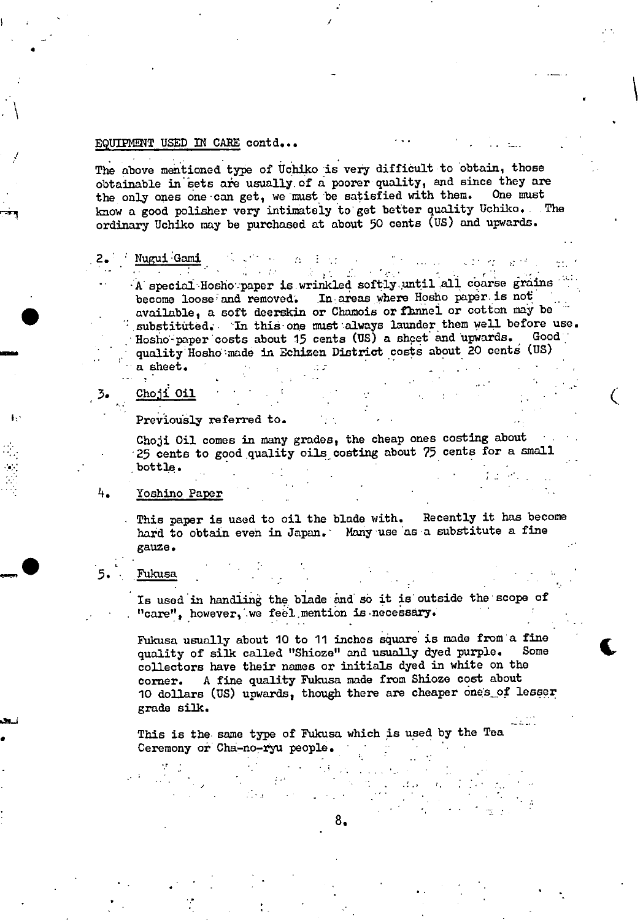EQUIPMENT USED IN CARE contd...

The above mentioned type of Uchiko is very difficult to obtain, those obtainable in sets are usually of a poorer quality, and since they are the only ones one can get, we must be satisfied with them. One must know a good polisher very intimately to get better quality Uchiko. The ordinary Uchiko may be purchased at about 50 cents (US) and upwards.

2. Nugui Gami

A special Hosho paper is wrinkled softly until all coarse grains become loose and removed. In areas where Hosho paper is not available, a soft deerskin or Chamois or flannel or cotton may be substituted. In this one must always launder them well before use. Hosho paper costs about 15 cents (US) a sheet and upwards. Good quality Hosho made in Echizen District costs about 20 cents (US) a sheet.

3. Choji Oil

Previously referred to.

Choji Oil comes in many grades, the cheap ones costing about 25 cents to good quality oils costing about 75 cents for a small bottle.

4. Yoshino Paper

This paper is used to oil the blade with. Recently it has become hard to obtain even in Japan. Many use as a substitute a fine gauze.

5. Fukusa

Is used in handling the blade and so it is outside the scope of "care", however, we feel mention is necessary.

Fukusa usually about 10 to 11 inches square is made from a fine quality of silk called "Shiozo" and usually dyed purple. Some collectors have their names or initials dyed in white on the corner. A fine quality Fukusa made from Shiozo cost about 10 dollars (US) upwards, though there are cheaper ones of lesser grade silk.

This is the same type of Fukusa which is used by the Tea Ceremony or Cha-no-ryu people.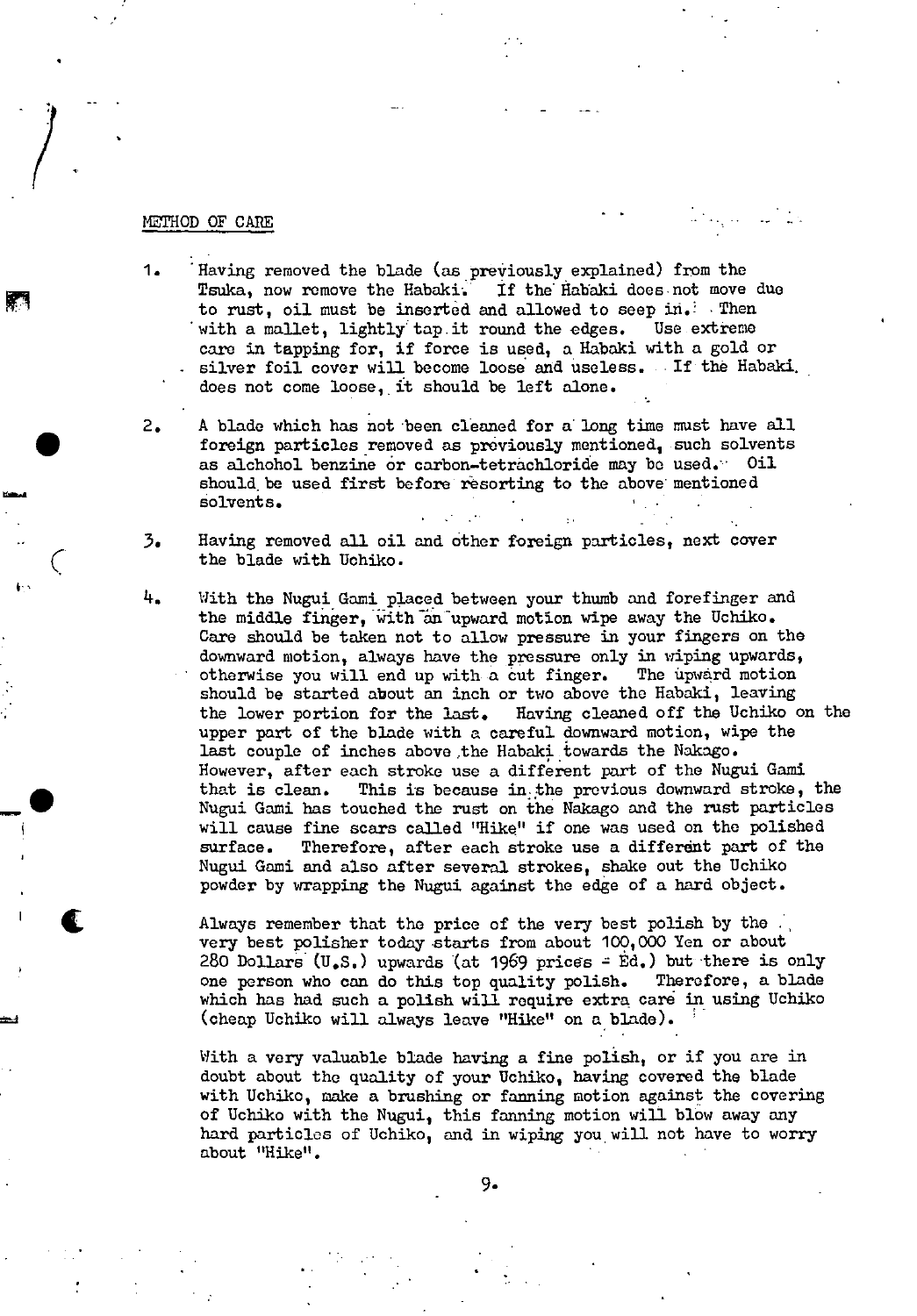## METHOD OF CARE

1. Having removed the blade (as previously explained) from the Tsuka, now remove the Habaki. If the Habaki does not move due to rust, oil must be inserted and allowed to seep in. Then with a mallet, lightly tap it round the edges. Use extreme care in tapping for, if force is used, a Habaki with a gold or silver foil cover will become loose and useless. If the Habaki does not come loose, it should be left alone.

2. A blade which has not been cleaned for a long time must have all foreign particles removed as previously mentioned, such solvents as alchohol benzine or carbon-tetrachloride may be used. Oil should be used first before resorting to the above mentioned solvents.

3. Having removed all oil and other foreign particles, next cover the blade with Uchiko.

4. With the Nugui Gami placed between your thumb and forefinger and the middle finger, with an upward motion wipe away the Uchiko. Care should be taken not to allow pressure in your fingers on the downward motion, always have the pressure only in wiping upwards, otherwise you will end up with a cut finger. The upward motion should be started about an inch or two above the Habaki, leaving the lower portion for the last. Having cleaned off the Uchiko on the upper part of the blade with a careful downward motion, wipe the last couple of inches above the Habaki towards the Nakago. However, after each stroke use a different part of the Nugui Gami that is clean. This is because in the previous downward stroke, the Nugui Gami has touched the rust on the Nakago and the rust particles will cause fine scars called "Hike" if one was used on the polished surface. Therefore, after each stroke use a different part of the Nugui Gami and also after several strokes, shake out the Uchiko powder by wrapping the Nugui against the edge of a hard object.

   Always remember that the price of the very best polish by the very best polisher today starts from about 100,000 Yen or about 280 Dollars (U.S.) upwards (at 1969 prices - Ed.) but there is only one person who can do this top quality polish. Therefore, a blade which has had such a polish will require extra care in using Uchiko (cheap Uchiko will always leave "Hike" on a blade).

   With a very valuable blade having a fine polish, or if you are in doubt about the quality of your Uchiko, having covered the blade with Uchiko, make a brushing or fanning motion against the covering of Uchiko with the Nugui, this fanning motion will blow away any hard particles of Uchiko, and in wiping you will not have to worry about "Hike".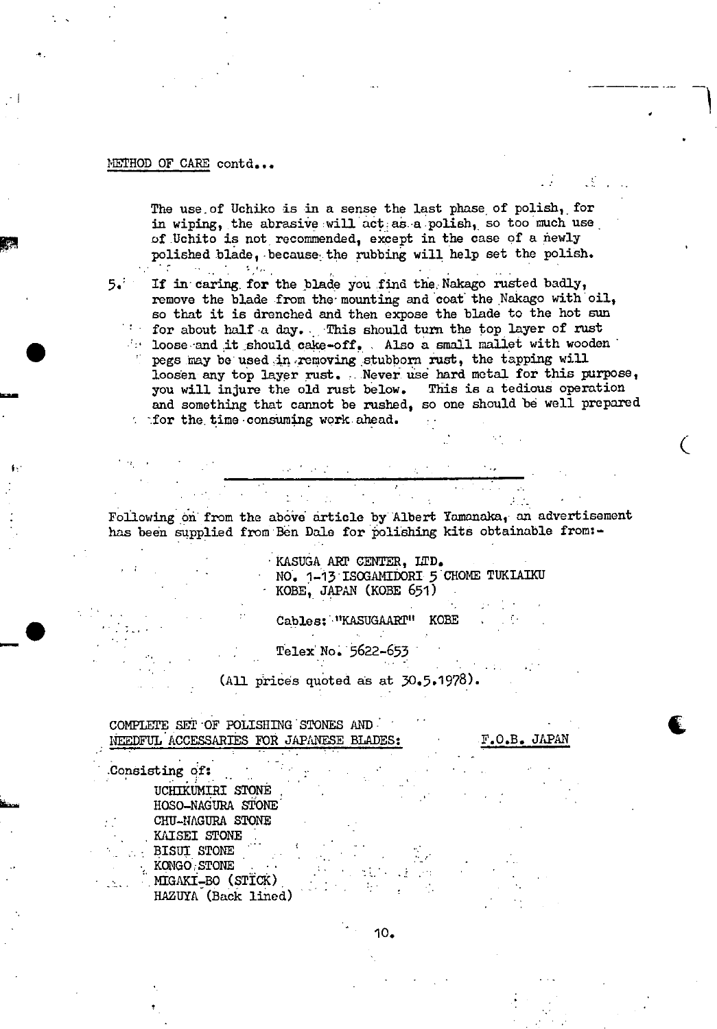METHOD OF CARE contd...

The use of Uchiko is in a sense the last phase of polish, for in wiping, the abrasive will act as a polish, so too much use of Uchito is not recommended, except in the case of a newly polished blade, because the rubbing will help set the polish.

5. If in caring for the blade you find the Nakago rusted badly, remove the blade from the mounting and coat the Nakago with oil, so that it is drenched and then expose the blade to the hot sun for about half a day. This should turn the top layer of rust loose and it should cake-off. Also a small mallet with wooden pegs may be used in removing stubborn rust, the tapping will loosen any top layer rust. Never use hard metal for this purpose, you will injure the old rust below. This is a tedious operation and something that cannot be rushed, so one should be well prepared for the time consuming work ahead.

---

Following on from the above article by Albert Yamanaka, an advertisement has been supplied from Ben Dale for polishing kits obtainable from:-

KASUGA ART CENTER, LTD.
NO. 1-13 ISOGAMIDORI 5 CHOME TUKIAIKU
KOBE, JAPAN (KOBE 651)

Cables: "KASUGAART" KOBE

Telex No. 5622-653

(All prices quoted as at 30.5.1978).

COMPLETE SET OF POLISHING STONES AND NEEDFUL ACCESSARIES FOR JAPANESE BLADES: F.O.B. JAPAN

Consisting of:

- UCHIKUMIRI STONE
- HOSO-NAGURA STONE
- CHU-NAGURA STONE
- KAISEI STONE
- BISUI STONE
- KONGO STONE
- MIGAKI-BO (STICK)
- HAZUYA (Back lined)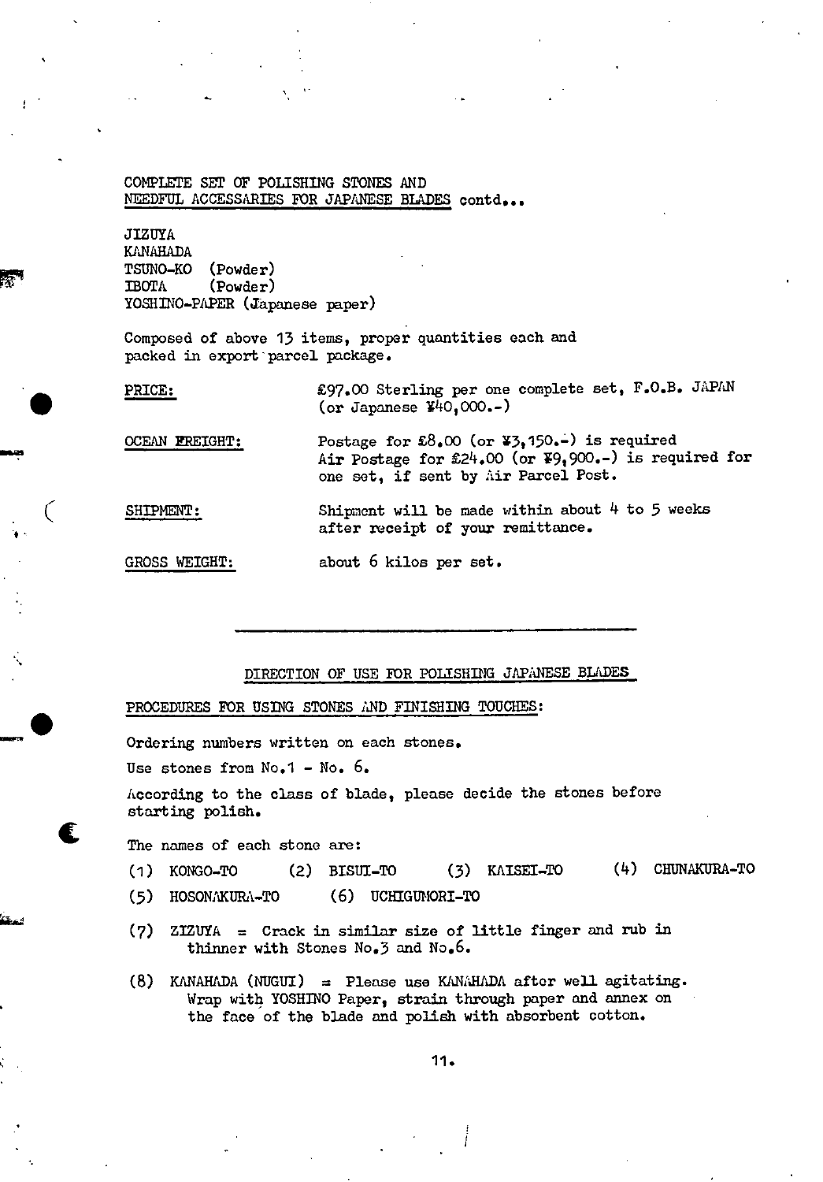COMPLETE SET OF POLISHING STONES AND
NEEDFUL ACCESSARIES FOR JAPANESE BLADES contd...

JIZUYA
KANAHADA
TSUNO-KO (Powder)
IBOTA (Powder)
YOSHINO-PAPER (Japanese paper)

Composed of above 13 items, proper quantities each and packed in export parcel package.

| | |
|---|---|
| PRICE: | £97.00 Sterling per one complete set, F.O.B. JAPAN (or Japanese ¥40,000.-) |
| OCEAN FREIGHT: | Postage for £8.00 (or ¥3,150.-) is required. Air Postage for £24.00 (or ¥9,900.-) is required for one set, if sent by Air Parcel Post. |
| SHIPMENT: | Shipment will be made within about 4 to 5 weeks after receipt of your remittance. |
| GROSS WEIGHT: | about 6 kilos per set. |

---

## DIRECTION OF USE FOR POLISHING JAPANESE BLADES

PROCEDURES FOR USING STONES AND FINISHING TOUCHES:

Ordering numbers written on each stones.

Use stones from No.1 - No. 6.

According to the class of blade, please decide the stones before starting polish.

The names of each stone are:

(1) KONGO-TO (2) BISUI-TO (3) KAISEI-TO (4) CHUNAKURA-TO

(5) HOSONAKURA-TO (6) UCHIGUMORI-TO

(7) ZIZUYA = Crack in similar size of little finger and rub in thinner with Stones No.3 and No.6.

(8) KANAHADA (NUGUI) = Please use KANAHADA after well agitating. Wrap with YOSHINO Paper, strain through paper and annex on the face of the blade and polish with absorbent cotton.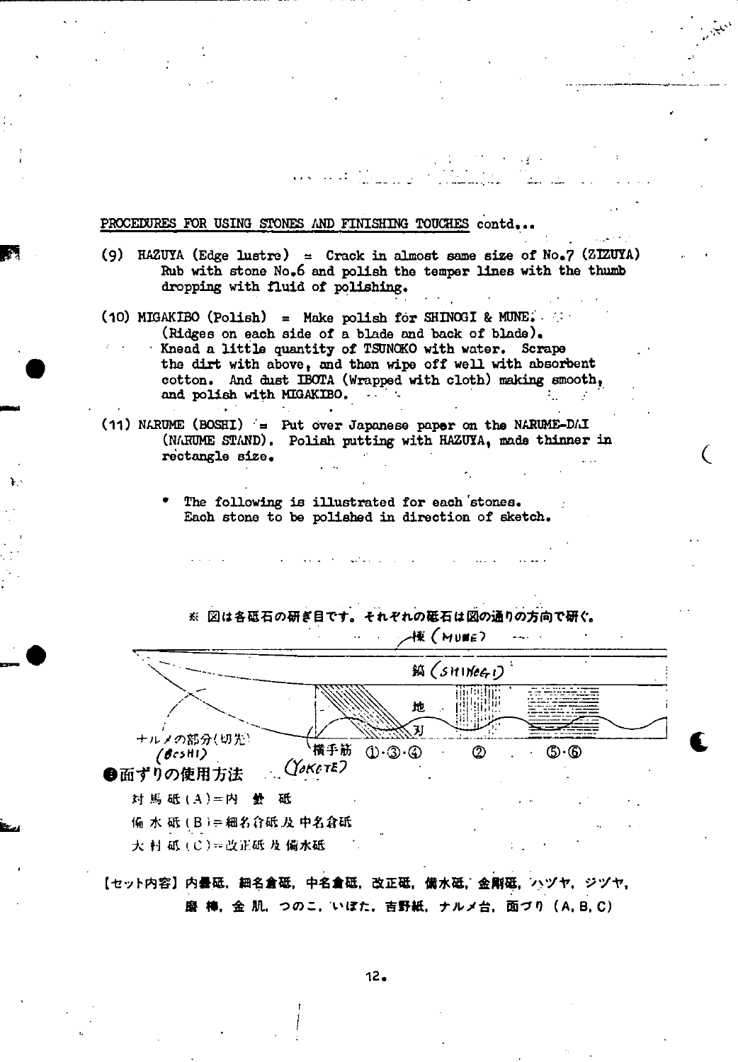PROCEDURES FOR USING STONES AND FINISHING TOUCHES contd...

(9) HAZUYA (Edge lustre) = Crack in almost same size of No.7 (ZIZUYA)
Rub with stone No.6 and polish the temper lines with the thumb dropping with fluid of polishing.

(10) MIGAKIBO (Polish) = Make polish for SHINOGI & MUNE.
(Ridges on each side of a blade and back of blade).
Knead a little quantity of TSUNOKO with water. Scrape the dirt with above, and then wipe off well with absorbent cotton. And dust IBOTA (Wrapped with cloth) making smooth, and polish with MIGAKIBO.

(11) NARUME (BOSHI) = Put over Japanese paper on the NARUME-DAI (NARUME STAND). Polish putting with HAZUYA, made thinner in rectangle size.

- The following is illustrated for each stones.
  Each stone to be polished in direction of sketch.

※ 図は各砥石の研ぎ目です。それぞれの砥石は図の通りの方向で研ぐ。

棟 (MUNE)
鎬 (SHINOGI)
地
刃
ナルメの部分(切先) (BOSHI)
横手筋 (YOKOTE)
①·③·④　②　⑤·⑥

**●面ずりの使用方法**

対馬砥(A)=内曇砥

備水砥(B)=細名倉砥及中名倉砥

大村砥(C)=改正砥及備水砥

【セット内容】内曇砥，細名倉砥，中名倉砥，改正砥，備水砥，金剛砥，ハヅヤ，ジヅヤ，磨棒，金肌，つのこ，いぼた，吉野紙，ナルメ台，面づり（A, B, C）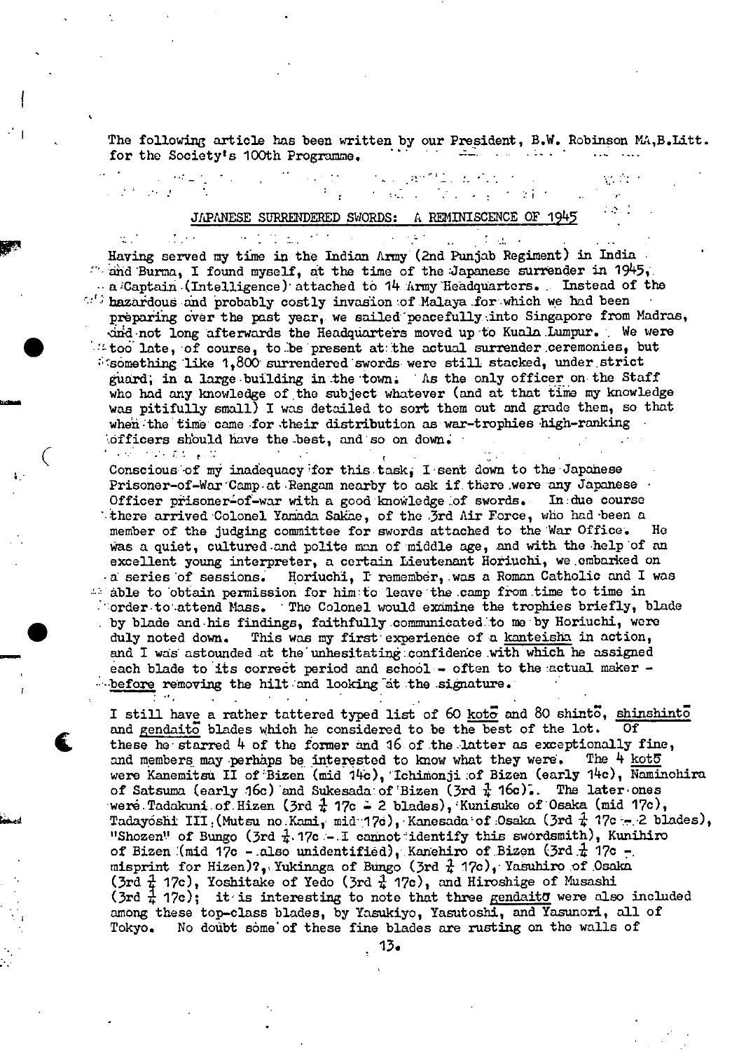The following article has been written by our President, B.W. Robinson MA,B.Litt. for the Society's 100th Programme.

## JAPANESE SURRENDERED SWORDS: A REMINISCENCE OF 1945

Having served my time in the Indian Army (2nd Punjab Regiment) in India and Burma, I found myself, at the time of the Japanese surrender in 1945, a Captain (Intelligence) attached to 14 Army Headquarters. Instead of the hazardous and probably costly invasion of Malaya for which we had been preparing over the past year, we sailed peacefully into Singapore from Madras, and not long afterwards the Headquarters moved up to Kuala Lumpur. We were too late, of course, to be present at the actual surrender ceremonies, but something like 1,800 surrendered swords were still stacked, under strict guard, in a large building in the town. As the only officer on the Staff who had any knowledge of the subject whatever (and at that time my knowledge was pitifully small) I was detailed to sort them out and grade them, so that when the time came for their distribution as war-trophies high-ranking officers should have the best, and so on down.

Conscious of my inadequacy for this task, I sent down to the Japanese Prisoner-of-War Camp at Rengam nearby to ask if there were any Japanese Officer prisoner-of-war with a good knowledge of swords. In due course there arrived Colonel Yamada Sakae, of the 3rd Air Force, who had been a member of the judging committee for swords attached to the War Office. He was a quiet, cultured and polite man of middle age, and with the help of an excellent young interpreter, a certain Lieutenant Horiuchi, we embarked on a series of sessions. Horiuchi, I remember, was a Roman Catholic and I was able to obtain permission for him to leave the camp from time to time in order to attend Mass. The Colonel would examine the trophies briefly, blade by blade and his findings, faithfully communicated to me by Horiuchi, were duly noted down. This was my first experience of a _kanteisha_ in action, and I was astounded at the unhesitating confidence with which he assigned each blade to its correct period and school - often to the actual maker - _before_ removing the hilt and looking at the signature.

I still have a rather tattered typed list of 60 _kotō_ and 80 shintō, _shinshintō_ and _gendaitō_ blades which he considered to be the best of the lot. Of these he starred 4 of the former and 16 of the latter as exceptionally fine, and members may perhaps be interested to know what they were. The 4 _kotō_ were Kanemitsu II of Bizen (mid 14c), Ichimonji of Bizen (early 14c), Naminohira of Satsuma (early 16c) and Sukesada of Bizen (3rd ¼ 16c). The later ones were Tadakuni of Hizen (3rd ¼ 17c - 2 blades), Kunisuke of Osaka (mid 17c), Tadayoshi III (Mutsu no Kami, mid 17c), Kanesada of Osaka (3rd ¼ 17c - 2 blades), "Shozen" of Bungo (3rd ¼ 17c - I cannot identify this swordsmith), Kunihiro of Bizen (mid 17c - also unidentified), Kanehiro of Bizen (3rd ¼ 17c - misprint for Hizen)?, Yukinaga of Bungo (3rd ¼ 17c), Yasuhiro of Osaka (3rd ¼ 17c), Yoshitake of Yedo (3rd ¼ 17c), and Hiroshige of Musashi (3rd ¼ 17c); it is interesting to note that three _gendaitō_ were also included among these top-class blades, by Yasukiyo, Yasutoshi, and Yasunori, all of Tokyo. No doubt some of these fine blades are rusting on the walls of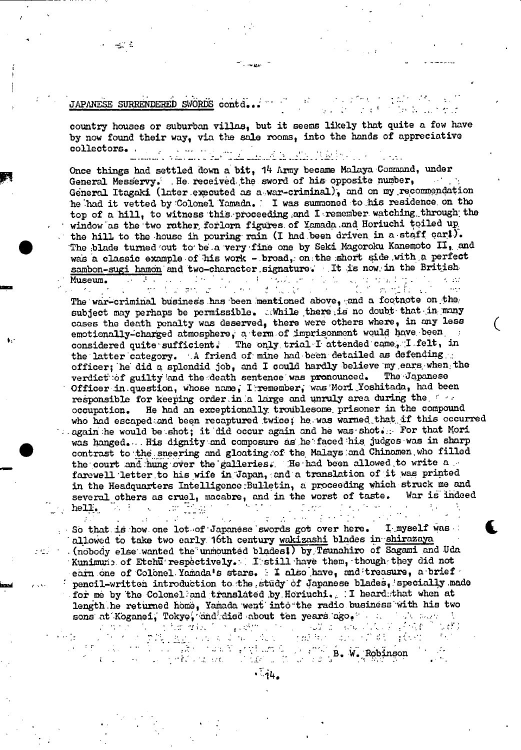JAPANESE SURRENDERED SWORDS contd...

country houses or suburban villas, but it seems likely that quite a few have by now found their way, via the sale rooms, into the hands of appreciative collectors.

Once things had settled down a bit, 14 Army became Malaya Command, under General Messervy. He received the sword of his opposite number, General Itagaki (later executed as a war-criminal), and on my recommendation he had it vetted by Colonel Yamada. I was summoned to his residence on the top of a hill, to witness this proceeding and I remember watching through the window as the two rather forlorn figures of Yamada and Horiuchi toiled up the hill to the house in pouring rain (I had been driven in a staff car!). The blade turned out to be a very fine one by Seki Magoroku Kanemoto II, and was a classic example of his work - broad, on the short side with a perfect sambon-sugi hamon and two-character signature. It is now in the British Museum.

The war-criminal business has been mentioned above, and a footnote on the subject may perhaps be permissible. While there is no doubt that in many cases the death penalty was deserved, there were others where, in any less emotionally-charged atmosphere, a term of imprisonment would have been considered quite sufficient. The only trial I attended came, I felt, in the latter category. A friend of mine had been detailed as defending officer; he did a splendid job, and I could hardly believe my ears when the verdict of guilty and the death sentence was pronounced. The Japanese Officer in question, whose name, I remember, was Mori Yoshitada, had been responsible for keeping order in a large and unruly area during the occupation. He had an exceptionally troublesome prisoner in the compound who had escaped and been recaptured twice; he was warned that if this occurred again he would be shot; it did occur again and he was shot. For that Mori was hanged. His dignity and composure as he faced his judges was in sharp contrast to the sneering and gloating of the Malays and Chinamen who filled the court and hung over the galleries. He had been allowed to write a farewell letter to his wife in Japan, and a translation of it was printed in the Headquarters Intelligence Bulletin, a proceeding which struck me and several others as cruel, macabre, and in the worst of taste. War is indeed hell.

So that is how one lot of Japanese swords got over here. I myself was allowed to take two early 16th century wakizashi blades in shirazaya (nobody else wanted the unmounted blades!) by Tsunahiro of Sagami and Uda Kunimune of Etchū respectively. I still have them, though they did not earn one of Colonel Yamada's stars. I also have, and treasure, a brief pencil-written introduction to the study of Japanese blades, specially made for me by the Colonel and translated by Horiuchi. I heard that when at length he returned home, Yamada went into the radio business with his two sons at Koganei, Tokyo, and died about ten years ago.

B. W. Robinson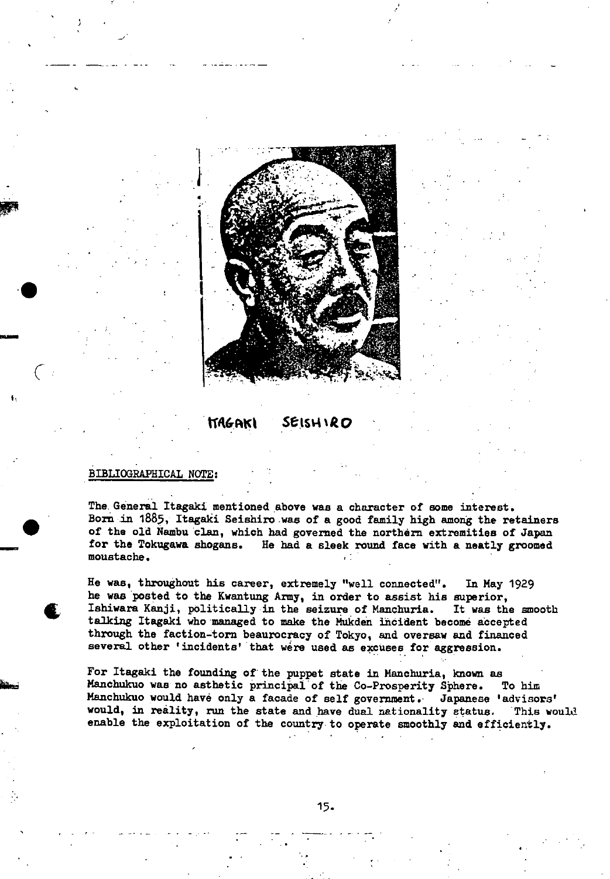ITAGAKI SEISHIRO

BIBLIOGRAPHICAL NOTE:

The General Itagaki mentioned above was a character of some interest. Born in 1885, Itagaki Seishiro was of a good family high among the retainers of the old Nambu clan, which had governed the northern extremities of Japan for the Tokugawa shogans. He had a sleek round face with a neatly groomed moustache.

He was, throughout his career, extremely "well connected". In May 1929 he was posted to the Kwantung Army, in order to assist his superior, Ishiwara Kanji, politically in the seizure of Manchuria. It was the smooth talking Itagaki who managed to make the Mukden incident become accepted through the faction-torn beaurocracy of Tokyo, and oversaw and financed several other 'incidents' that were used as excuses for aggression.

For Itagaki the founding of the puppet state in Manchuria, known as Manchukuo was no asthetic principal of the Co-Prosperity Sphere. To him Manchukuo would have only a facade of self government. Japanese 'advisors' would, in reality, run the state and have dual nationality status. This would enable the exploitation of the country to operate smoothly and efficiently.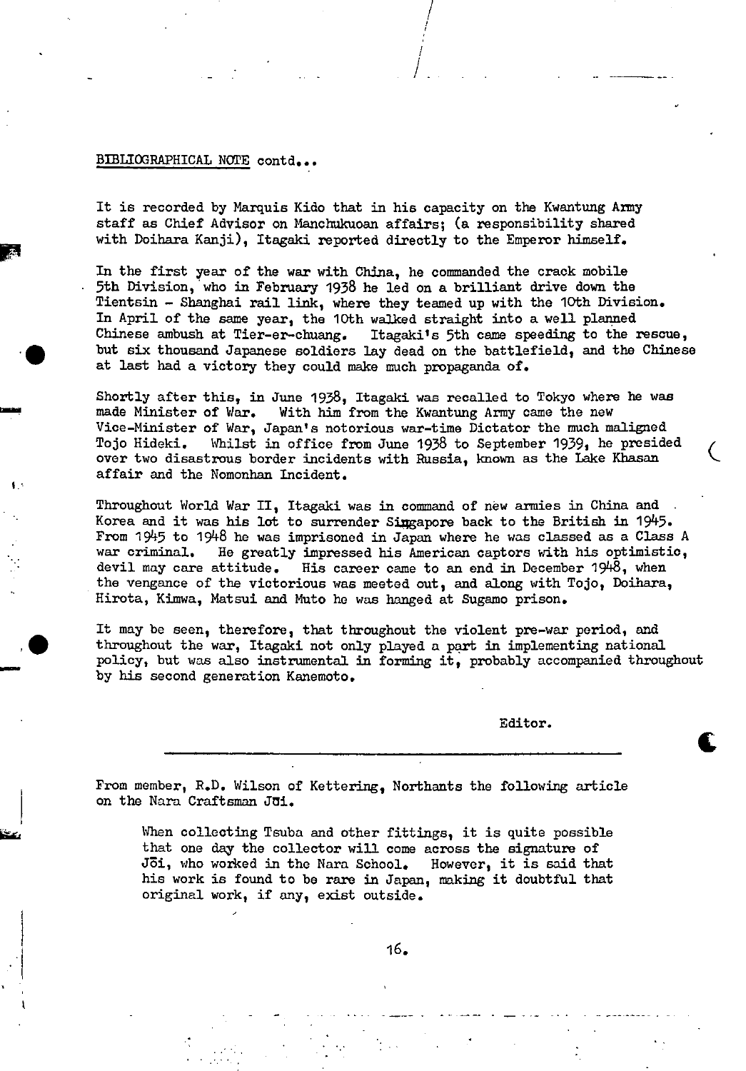BIBLIOGRAPHICAL NOTE contd...

It is recorded by Marquis Kido that in his capacity on the Kwantung Army staff as Chief Advisor on Manchukuoan affairs; (a responsibility shared with Doihara Kanji), Itagaki reported directly to the Emperor himself.

In the first year of the war with China, he commanded the crack mobile 5th Division, who in February 1938 he led on a brilliant drive down the Tientsin - Shanghai rail link, where they teamed up with the 10th Division. In April of the same year, the 10th walked straight into a well planned Chinese ambush at Tier-er-chuang. Itagaki's 5th came speeding to the rescue, but six thousand Japanese soldiers lay dead on the battlefield, and the Chinese at last had a victory they could make much propaganda of.

Shortly after this, in June 1938, Itagaki was recalled to Tokyo where he was made Minister of War. With him from the Kwantung Army came the new Vice-Minister of War, Japan's notorious war-time Dictator the much maligned Tojo Hideki. Whilst in office from June 1938 to September 1939, he presided over two disastrous border incidents with Russia, known as the Lake Khasan affair and the Nomonhan Incident.

Throughout World War II, Itagaki was in command of new armies in China and Korea and it was his lot to surrender Singapore back to the British in 1945. From 1945 to 1948 he was imprisoned in Japan where he was classed as a Class A war criminal. He greatly impressed his American captors with his optimistic, devil may care attitude. His career came to an end in December 1948, when the vengance of the victorious was meeted out, and along with Tojo, Doihara, Hirota, Kimwa, Matsui and Muto he was hanged at Sugamo prison.

It may be seen, therefore, that throughout the violent pre-war period, and throughout the war, Itagaki not only played a part in implementing national policy, but was also instrumental in forming it, probably accompanied throughout by his second generation Kanemoto.

Editor.

---

From member, R.D. Wilson of Kettering, Northants the following article on the Nara Craftsman Jōi.

> When collecting Tsuba and other fittings, it is quite possible that one day the collector will come across the signature of Jōi, who worked in the Nara School. However, it is said that his work is found to be rare in Japan, making it doubtful that original work, if any, exist outside.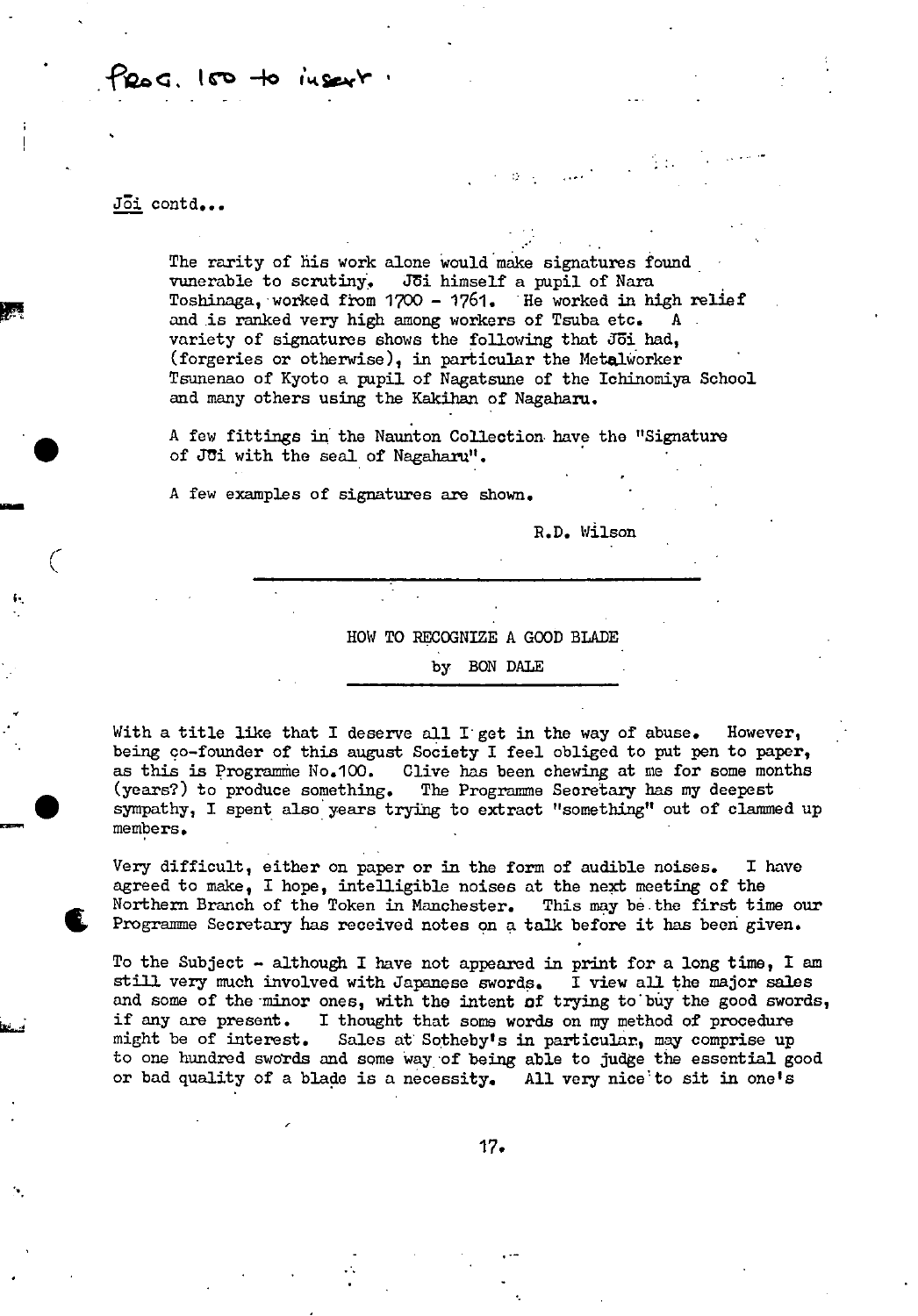Prog. 100 to insert.

Jōi contd...

The rarity of his work alone would make signatures found vunerable to scrutiny. Jōi himself a pupil of Nara Toshinaga, worked from 1700 - 1761. He worked in high relief and is ranked very high among workers of Tsuba etc. A variety of signatures shows the following that Jōi had, (forgeries or otherwise), in particular the Metalworker Tsunenao of Kyoto a pupil of Nagatsune of the Ichinomiya School and many others using the Kakihan of Nagaharu.

A few fittings in the Naunton Collection have the "Signature of Jōi with the seal of Nagaharu".

A few examples of signatures are shown.

R.D. Wilson

---

## HOW TO RECOGNIZE A GOOD BLADE

by BON DALE

With a title like that I deserve all I get in the way of abuse. However, being co-founder of this august Society I feel obliged to put pen to paper, as this is Programme No.100. Clive has been chewing at me for some months (years?) to produce something. The Programme Secretary has my deepest sympathy, I spent also years trying to extract "something" out of clammed up members.

Very difficult, either on paper or in the form of audible noises. I have agreed to make, I hope, intelligible noises at the next meeting of the Northern Branch of the Token in Manchester. This may be the first time our Programme Secretary has received notes on a talk before it has been given.

To the Subject - although I have not appeared in print for a long time, I am still very much involved with Japanese swords. I view all the major sales and some of the minor ones, with the intent of trying to buy the good swords, if any are present. I thought that some words on my method of procedure might be of interest. Sales at Sotheby's in particular, may comprise up to one hundred swords and some way of being able to judge the essential good or bad quality of a blade is a necessity. All very nice to sit in one's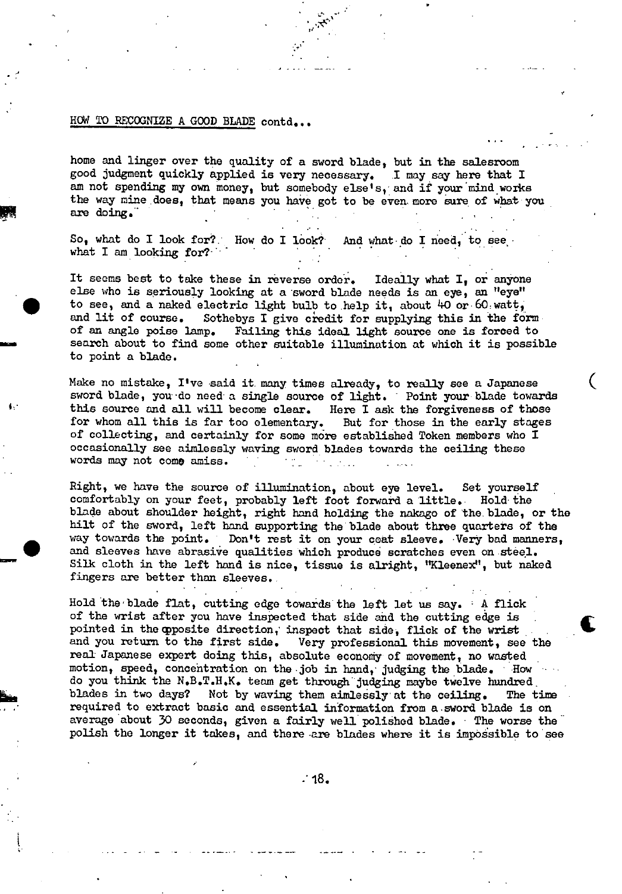HOW TO RECOGNIZE A GOOD BLADE contd...

home and linger over the quality of a sword blade, but in the salesroom good judgment quickly applied is very necessary. I may say here that I am not spending my own money, but somebody else's, and if your mind works the way mine does, that means you have got to be even more sure of what you are doing.

So, what do I look for? How do I look? And what do I need, to see what I am looking for?

It seems best to take these in reverse order. Ideally what I, or anyone else who is seriously looking at a sword blade needs is an eye, an "eye" to see, and a naked electric light bulb to help it, about 40 or 60 watt, and lit of course. Sothebys I give credit for supplying this in the form of an angle poise lamp. Failing this ideal light source one is forced to search about to find some other suitable illumination at which it is possible to point a blade.

Make no mistake, I've said it many times already, to really see a Japanese sword blade, you do need a single source of light. Point your blade towards this source and all will become clear. Here I ask the forgiveness of those for whom all this is far too elementary. But for those in the early stages of collecting, and certainly for some more established Token members who I occasionally see aimlessly waving sword blades towards the ceiling these words may not come amiss.

Right, we have the source of illumination, about eye level. Set yourself comfortably on your feet, probably left foot forward a little. Hold the blade about shoulder height, right hand holding the nakago of the blade, or the hilt of the sword, left hand supporting the blade about three quarters of the way towards the point. Don't rest it on your coat sleeve. Very bad manners, and sleeves have abrasive qualities which produce scratches even on steel. Silk cloth in the left hand is nice, tissue is alright, "Kleenex", but naked fingers are better than sleeves.

Hold the blade flat, cutting edge towards the left let us say. A flick of the wrist after you have inspected that side and the cutting edge is pointed in the opposite direction, inspect that side, flick of the wrist and you return to the first side. Very professional this movement, see the real Japanese expert doing this, absolute economy of movement, no wasted motion, speed, concentration on the job in hand, judging the blade. How do you think the N.B.T.H.K. team get through judging maybe twelve hundred blades in two days? Not by waving them aimlessly at the ceiling. The time required to extract basic and essential information from a sword blade is on average about 30 seconds, given a fairly well polished blade. The worse the polish the longer it takes, and there are blades where it is impossible to see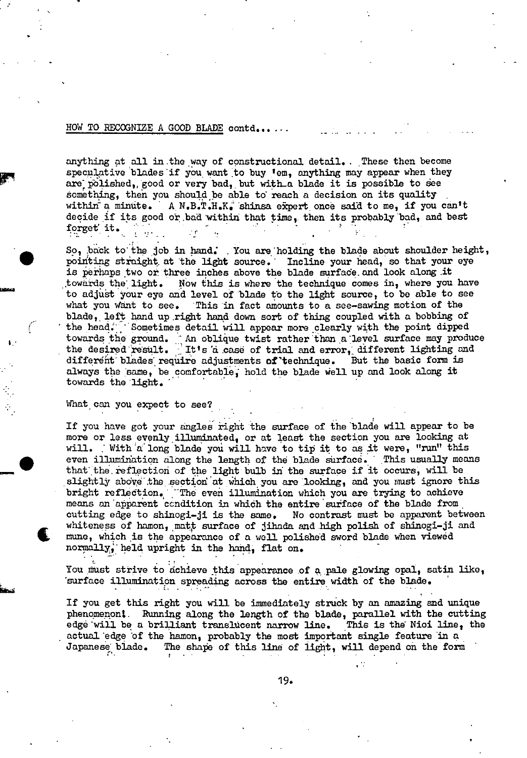HOW TO RECOGNIZE A GOOD BLADE contd......

anything at all in the way of constructional detail. These then become speculative blades if you want to buy 'em, anything may appear when they are polished, good or very bad, but with a blade it is possible to see something, then you should be able to reach a decision on its quality within a minute. A N.B.T.H.K. shinsa expert once said to me, if you can't decide if its good or bad within that time, then its probably bad, and best forget it.

So, back to the job in hand. You are holding the blade about shoulder height, pointing straight at the light source. Incline your head, so that your eye is perhaps two or three inches above the blade surface and look along it towards the light. Now this is where the technique comes in, where you have to adjust your eye and level of blade to the light source, to be able to see what you want to see. This in fact amounts to a see-sawing motion of the blade, left hand up right hand down sort of thing coupled with a bobbing of the head. Sometimes detail will appear more clearly with the point dipped towards the ground. An oblique twist rather than a level surface may produce the desired result. It's a case of trial and error, different lighting and different blades require adjustments of technique. But the basic form is always the same, be comfortable, hold the blade well up and look along it towards the light.

What can you expect to see?

If you have got your angles right the surface of the blade will appear to be more or less evenly illuminated, or at least the section you are looking at will. With a long blade you will have to tip it to as it were, "run" this even illumination along the length of the blade surface. This usually means that the reflection of the light bulb in the surface if it occurs, will be slightly above the section at which you are looking, and you must ignore this bright reflection. The even illumination which you are trying to achieve means an apparent condition in which the entire surface of the blade from cutting edge to shinogi-ji is the same. No contrast must be apparent between whiteness of hamon, matt surface of jihada and high polish of shinogi-ji and mune, which is the appearance of a well polished sword blade when viewed normally, held upright in the hand, flat on.

You must strive to achieve this appearance of a pale glowing opal, satin like, surface illumination spreading across the entire width of the blade.

If you get this right you will be immediately struck by an amazing and unique phenomenon! Running along the length of the blade, parallel with the cutting edge will be a brilliant translucent narrow line. This is the Nioi line, the actual edge of the hamon, probably the most important single feature in a Japanese blade. The shape of this line of light, will depend on the form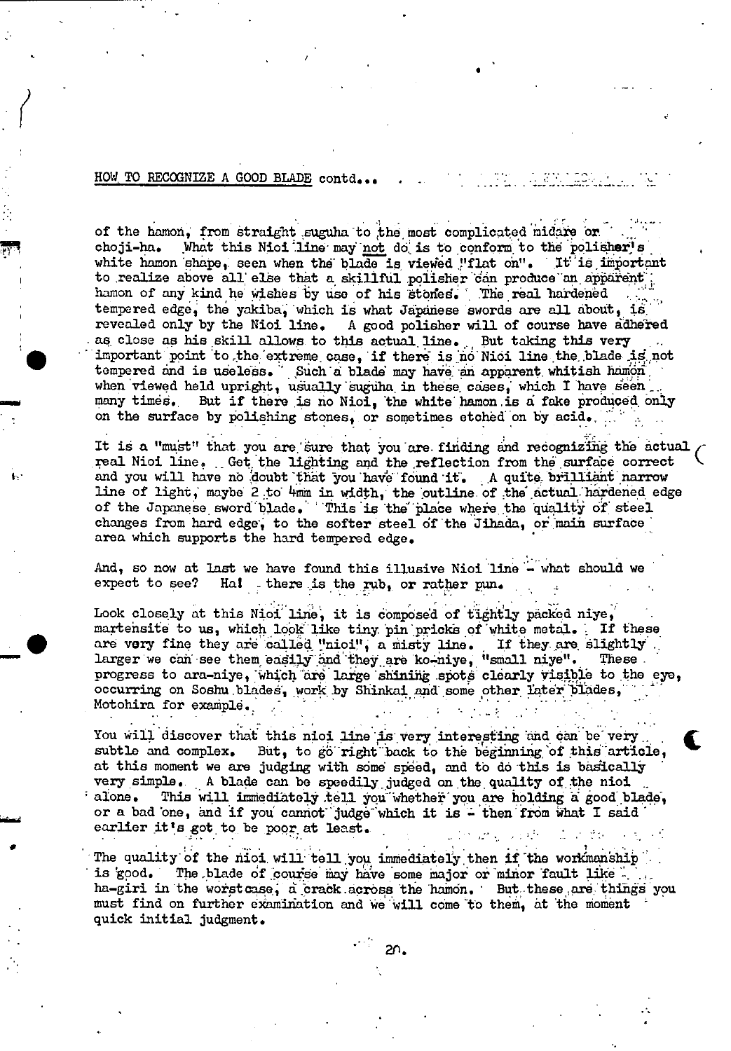HOW TO RECOGNIZE A GOOD BLADE contd...

of the hamon, from straight suguha to the most complicated midare or choji-ha. What this Nioi line may not do is to conform to the polisher's white hamon shape, seen when the blade is viewed "flat on". It is important to realize above all else that a skillful polisher can produce an apparent hamon of any kind he wishes by use of his stones. The real hardened tempered edge, the yakiba, which is what Japanese swords are all about, is revealed only by the Nioi line. A good polisher will of course have adhered as close as his skill allows to this actual line. But taking this very important point to the extreme case, if there is no Nioi line the blade is not tempered and is useless. Such a blade may have an apparent whitish hamon when viewed held upright, usually suguha in these cases, which I have seen many times. But if there is no Nioi, the white hamon is a fake produced only on the surface by polishing stones, or sometimes etched on by acid.

It is a "must" that you are sure that you are finding and recognizing the actual real Nioi line. Get the lighting and the reflection from the surface correct and you will have no doubt that you have found it. A quite brilliant narrow line of light, maybe 2 to 4mm in width, the outline of the actual hardened edge of the Japanese sword blade. This is the place where the quality of steel changes from hard edge, to the softer steel of the Jihada, or main surface area which supports the hard tempered edge.

And, so now at last we have found this illusive Nioi line - what should we expect to see? Ha! there is the rub, or rather pun.

Look closely at this Nioi line, it is composed of tightly packed niye, martensite to us, which look like tiny pin pricks of white metal. If these are very fine they are called "nioi", a misty line. If they are slightly larger we can see them easily and they are ko-niye, "small niye". These progress to ara-niye, which are large shining spots clearly visible to the eye, occurring on Soshu blades, work by Shinkai and some other later blades, Motohira for example.

You will discover that this nioi line is very interesting and can be very subtle and complex. But, to go right back to the beginning of this article, at this moment we are judging with some speed, and to do this is basically very simple. A blade can be speedily judged on the quality of the nioi alone. This will immediately tell you whether you are holding a good blade, or a bad one, and if you cannot judge which it is - then from what I said earlier it's got to be poor at least.

The quality of the nioi will tell you immediately then if the workmanship is good. The blade of course may have some major or minor fault like ha-giri in the worst case, a crack across the hamon. But these are things you must find on further examination and we will come to them, at the moment quick initial judgment.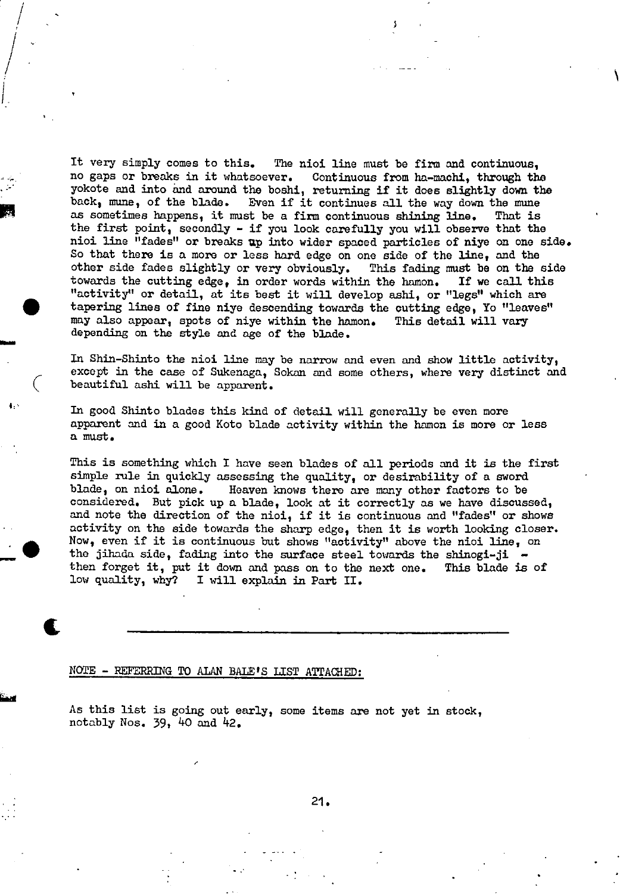It very simply comes to this. The nioi line must be firm and continuous, no gaps or breaks in it whatsoever. Continuous from ha-machi, through the yokote and into and around the boshi, returning if it does slightly down the back, mune, of the blade. Even if it continues all the way down the mune as sometimes happens, it must be a firm continuous shining line. That is the first point, secondly - if you look carefully you will observe that the nioi line "fades" or breaks up into wider spaced particles of niye on one side. So that there is a more or less hard edge on one side of the line, and the other side fades slightly or very obviously. This fading must be on the side towards the cutting edge, in order words within the hamon. If we call this "activity" or detail, at its best it will develop ashi, or "legs" which are tapering lines of fine niye descending towards the cutting edge, Yo "leaves" may also appear, spots of niye within the hamon. This detail will vary depending on the style and age of the blade.

In Shin-Shinto the nioi line may be narrow and even and show little activity, except in the case of Sukenaga, Sokan and some others, where very distinct and beautiful ashi will be apparent.

In good Shinto blades this kind of detail will generally be even more apparent and in a good Koto blade activity within the hamon is more or less a must.

This is something which I have seen blades of all periods and it is the first simple rule in quickly assessing the quality, or desirability of a sword blade, on nioi alone. Heaven knows there are many other factors to be considered. But pick up a blade, look at it correctly as we have discussed, and note the direction of the nioi, if it is continuous and "fades" or shows activity on the side towards the sharp edge, then it is worth looking closer. Now, even if it is continuous but shows "activity" above the nioi line, on the jihada side, fading into the surface steel towards the shinogi-ji - then forget it, put it down and pass on to the next one. This blade is of low quality, why? I will explain in Part II.

---

NOTE - REFERRING TO ALAN BALE'S LIST ATTACHED:

As this list is going out early, some items are not yet in stock, notably Nos. 39, 40 and 42.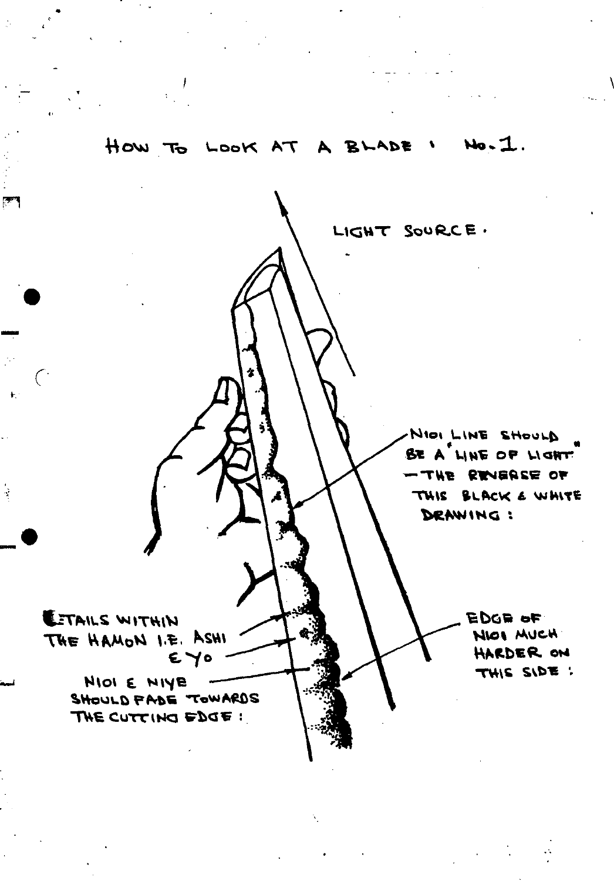# HOW TO LOOK AT A BLADE : No. 1.

LIGHT SOURCE.

NIOI LINE SHOULD BE A "LINE OF LIGHT" — THE REVERSE OF THIS BLACK & WHITE DRAWING :

DETAILS WITHIN THE HAMON I.E. ASHI & YO

NIOI & NIYE SHOULD FADE TOWARDS THE CUTTING EDGE :

EDGE OF NIOI MUCH HARDER ON THIS SIDE :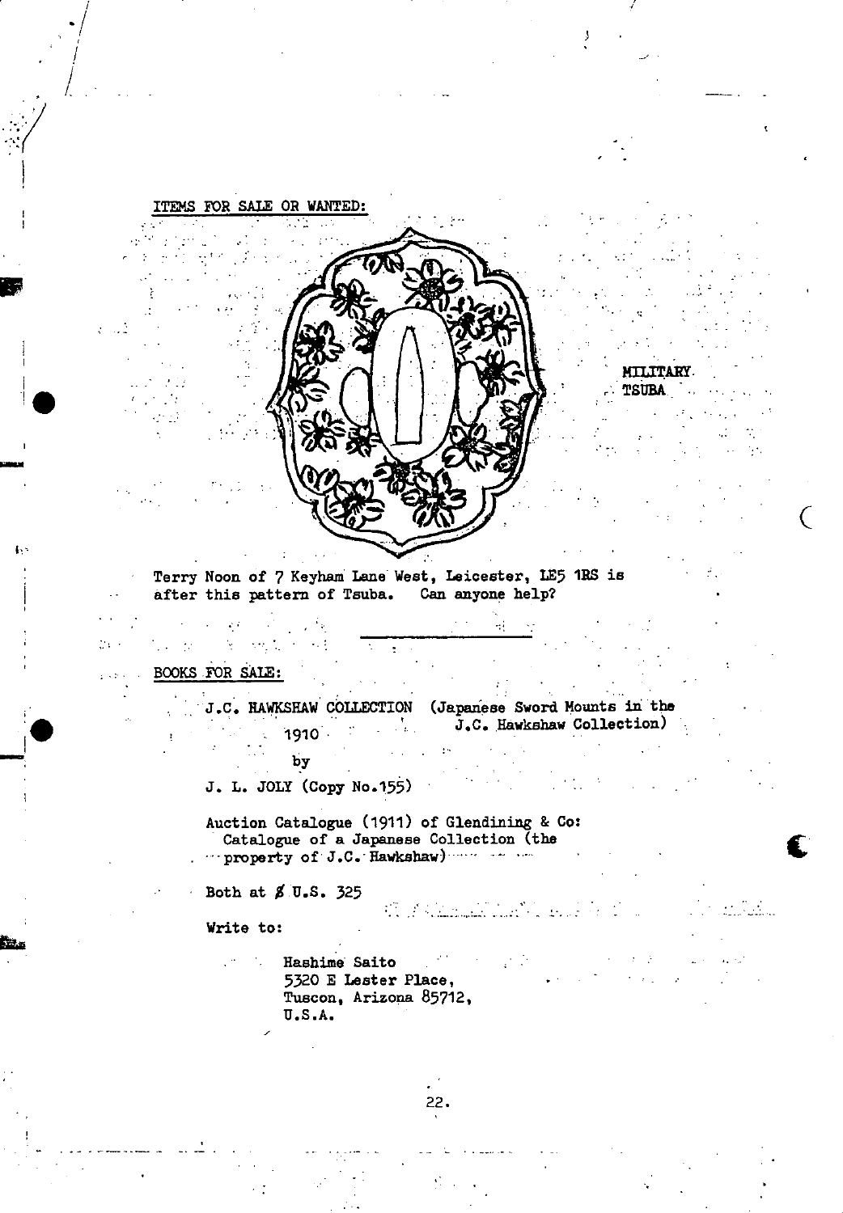ITEMS FOR SALE OR WANTED:

MILITARY TSUBA

Terry Noon of 7 Keyham Lane West, Leicester, LE5 1RS is after this pattern of Tsuba. Can anyone help?

---

BOOKS FOR SALE:

J.C. HAWKSHAW COLLECTION (Japanese Sword Mounts in the J.C. Hawkshaw Collection)
1910
by
J. L. JOLY (Copy No.155)

Auction Catalogue (1911) of Glendining & Co:
Catalogue of a Japanese Collection (the property of J.C. Hawkshaw)

Both at $ U.S. 325

Write to:

Hashime Saito
5320 E Lester Place,
Tuscon, Arizona 85712,
U.S.A.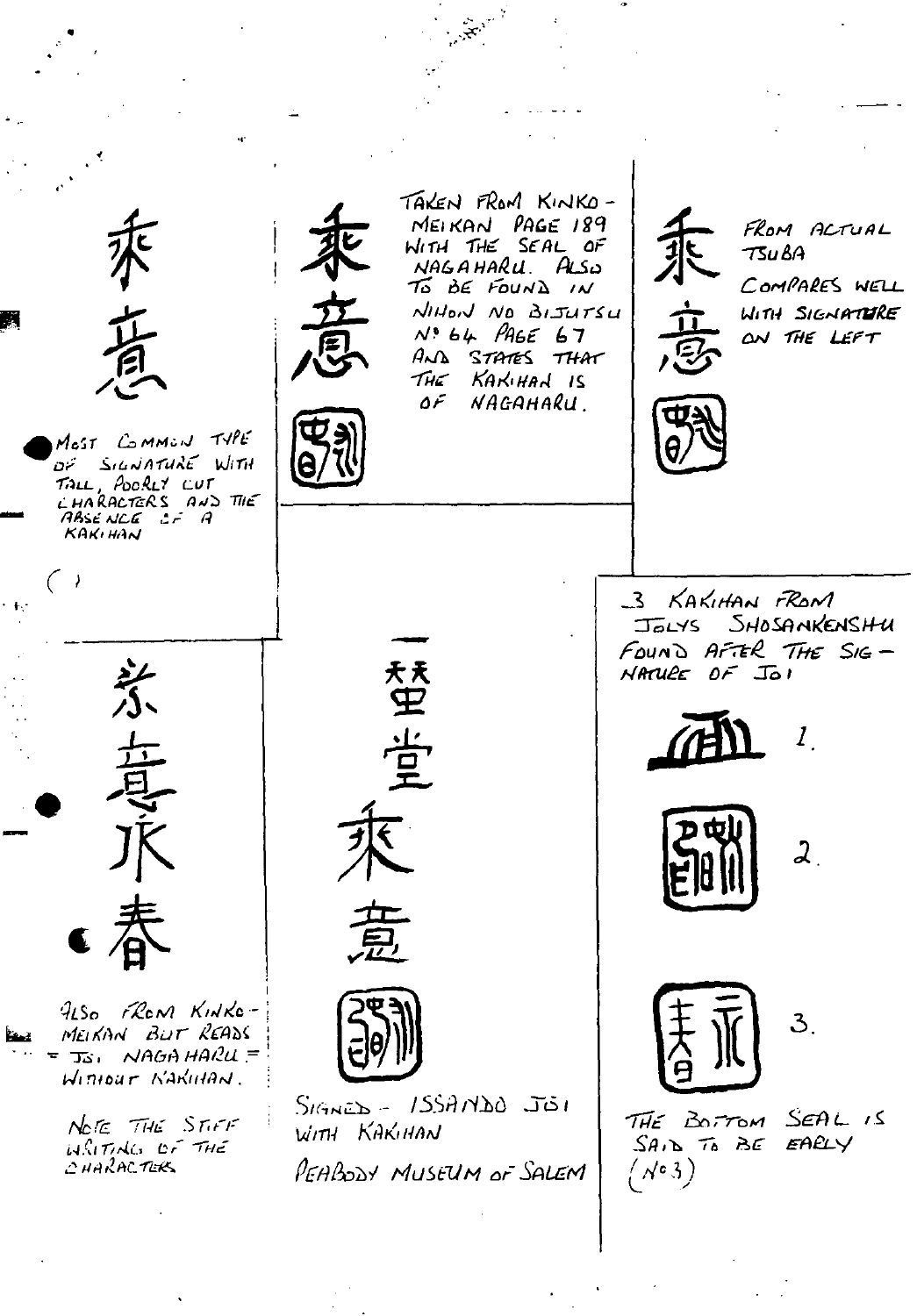乘意

MOST COMMON TYPE OF SIGNATURE WITH TALL, POORLY CUT CHARACTERS AND THE ABSENCE OF A KAKIHAN

( )

乘意

TAKEN FROM KINKO-MEIKAN PAGE 189 WITH THE SEAL OF NAGAHARU. ALSO TO BE FOUND IN NIHON NO BIJUTSU Nº 64 PAGE 67 AND STATES THAT THE KAKIHAN IS OF NAGAHARU.

乘意

FROM ACTUAL TSUBA COMPARES WELL WITH SIGNATURE ON THE LEFT

3 KAKIHAN FROM JOLYS SHOSANKENSHU FOUND AFTER THE SIGNATURE OF JOI

1.

2.

3.

THE BOTTOM SEAL IS SAID TO BE EARLY (Nº 3)

乘意永春

ALSO FROM KINKO-MEIKAN BUT READS = JOI NAGAHARU = WITHOUT KAKIHAN.

NOTE THE STIFF WRITING OF THE CHARACTERS

一蟄堂乘意

SIGNED - ISSANDO JOI WITH KAKIHAN

PEABODY MUSEUM OF SALEM